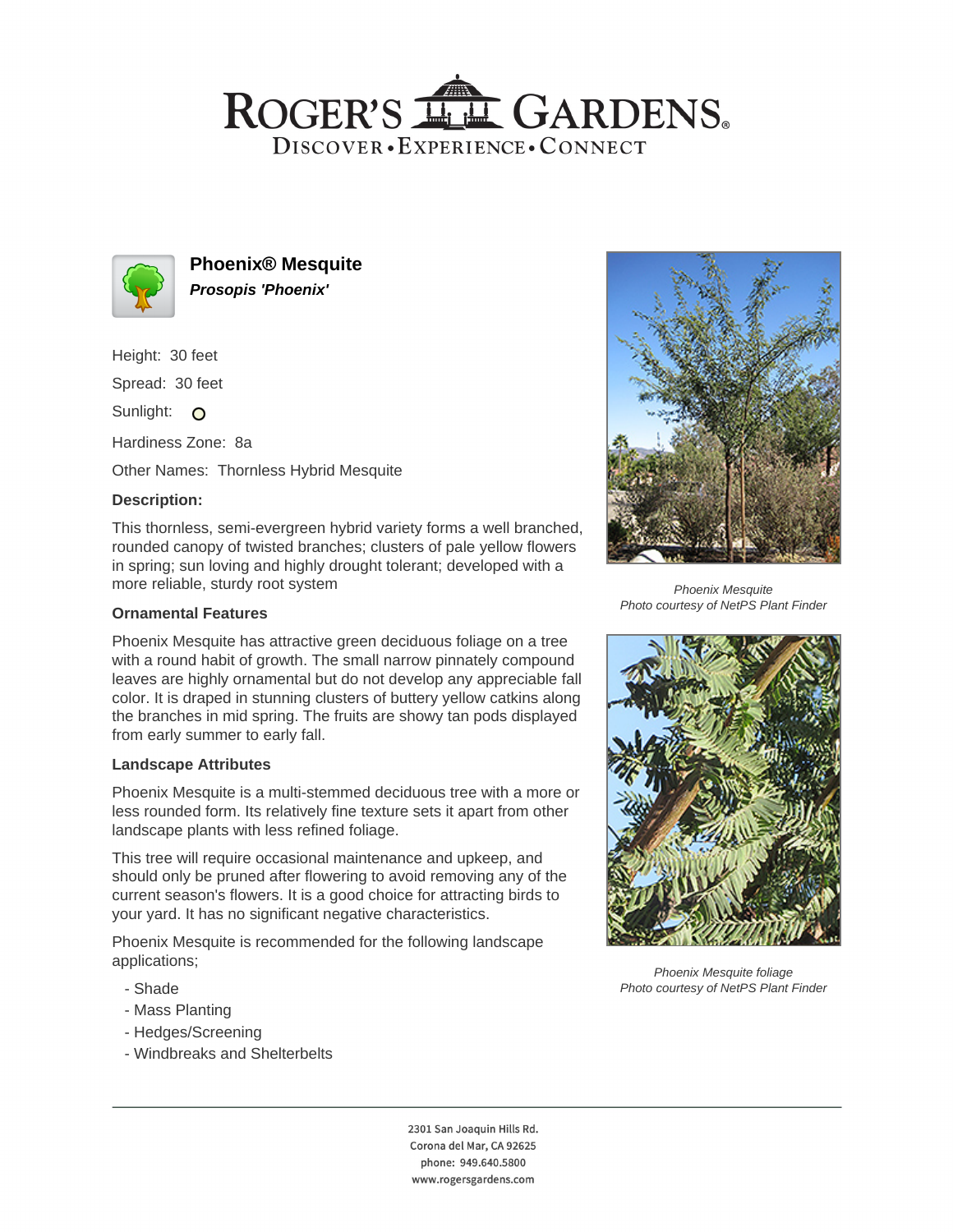# ROGER'S GARDENS

DISCOVER • EXPERIENCE • CONNECT

## Phoenix® Mesquite

***Prosopis 'Phoenix'***

Height: 30 feet

Spread: 30 feet

Sunlight: O

Hardiness Zone: 8a

Other Names: Thornless Hybrid Mesquite

**Description:**

This thornless, semi-evergreen hybrid variety forms a well branched, rounded canopy of twisted branches; clusters of pale yellow flowers in spring; sun loving and highly drought tolerant; developed with a more reliable, sturdy root system

### Ornamental Features

Phoenix Mesquite has attractive green deciduous foliage on a tree with a round habit of growth. The small narrow pinnately compound leaves are highly ornamental but do not develop any appreciable fall color. It is draped in stunning clusters of buttery yellow catkins along the branches in mid spring. The fruits are showy tan pods displayed from early summer to early fall.

### Landscape Attributes

Phoenix Mesquite is a multi-stemmed deciduous tree with a more or less rounded form. Its relatively fine texture sets it apart from other landscape plants with less refined foliage.

This tree will require occasional maintenance and upkeep, and should only be pruned after flowering to avoid removing any of the current season's flowers. It is a good choice for attracting birds to your yard. It has no significant negative characteristics.

Phoenix Mesquite is recommended for the following landscape applications;

- Shade
- Mass Planting
- Hedges/Screening
- Windbreaks and Shelterbelts

*Phoenix Mesquite*
*Photo courtesy of NetPS Plant Finder*

*Phoenix Mesquite foliage*
*Photo courtesy of NetPS Plant Finder*

2301 San Joaquin Hills Rd.
Corona del Mar, CA 92625
phone: 949.640.5800
www.rogersgardens.com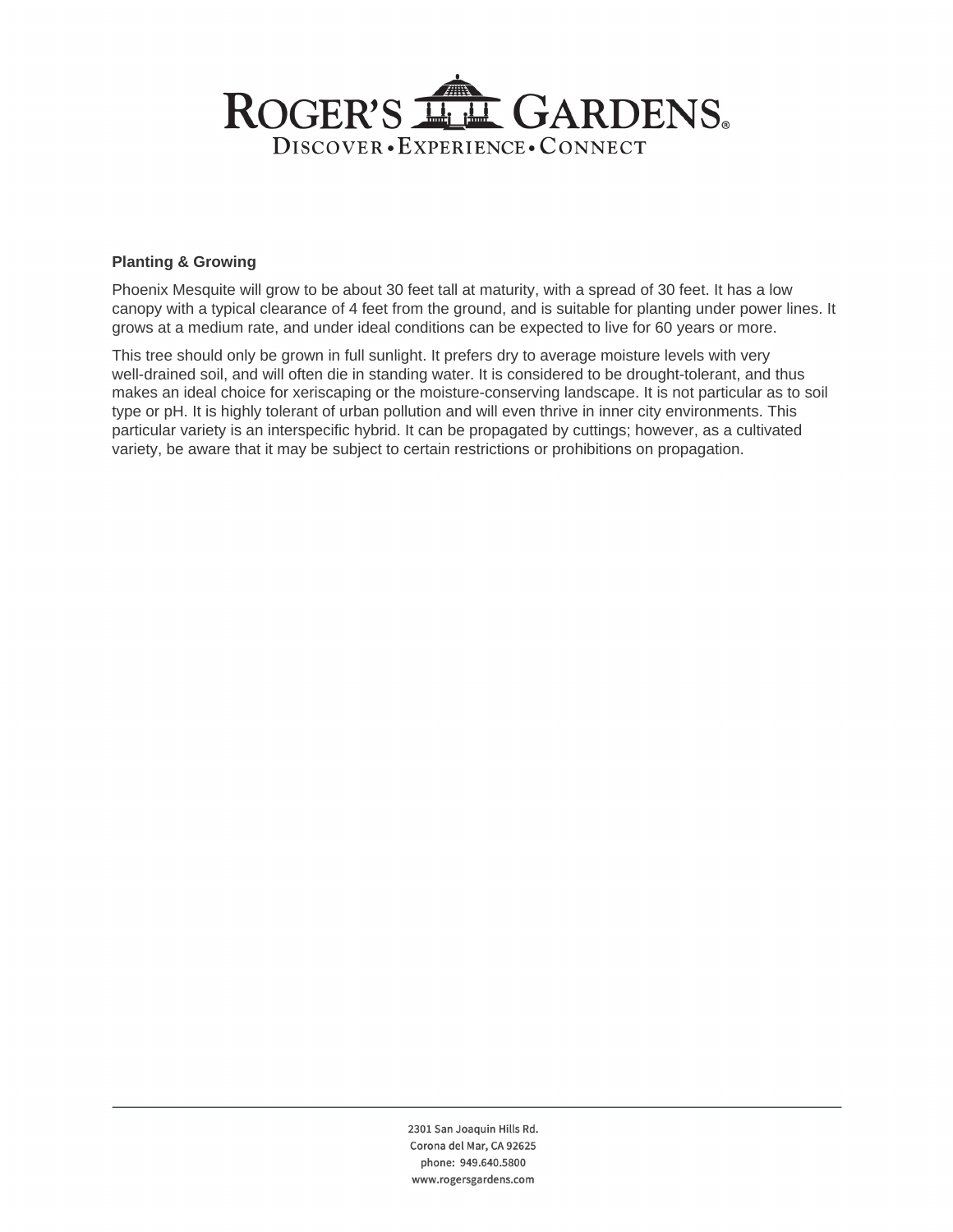### Planting & Growing

Phoenix Mesquite will grow to be about 30 feet tall at maturity, with a spread of 30 feet. It has a low canopy with a typical clearance of 4 feet from the ground, and is suitable for planting under power lines. It grows at a medium rate, and under ideal conditions can be expected to live for 60 years or more.

This tree should only be grown in full sunlight. It prefers dry to average moisture levels with very well-drained soil, and will often die in standing water. It is considered to be drought-tolerant, and thus makes an ideal choice for xeriscaping or the moisture-conserving landscape. It is not particular as to soil type or pH. It is highly tolerant of urban pollution and will even thrive in inner city environments. This particular variety is an interspecific hybrid. It can be propagated by cuttings; however, as a cultivated variety, be aware that it may be subject to certain restrictions or prohibitions on propagation.